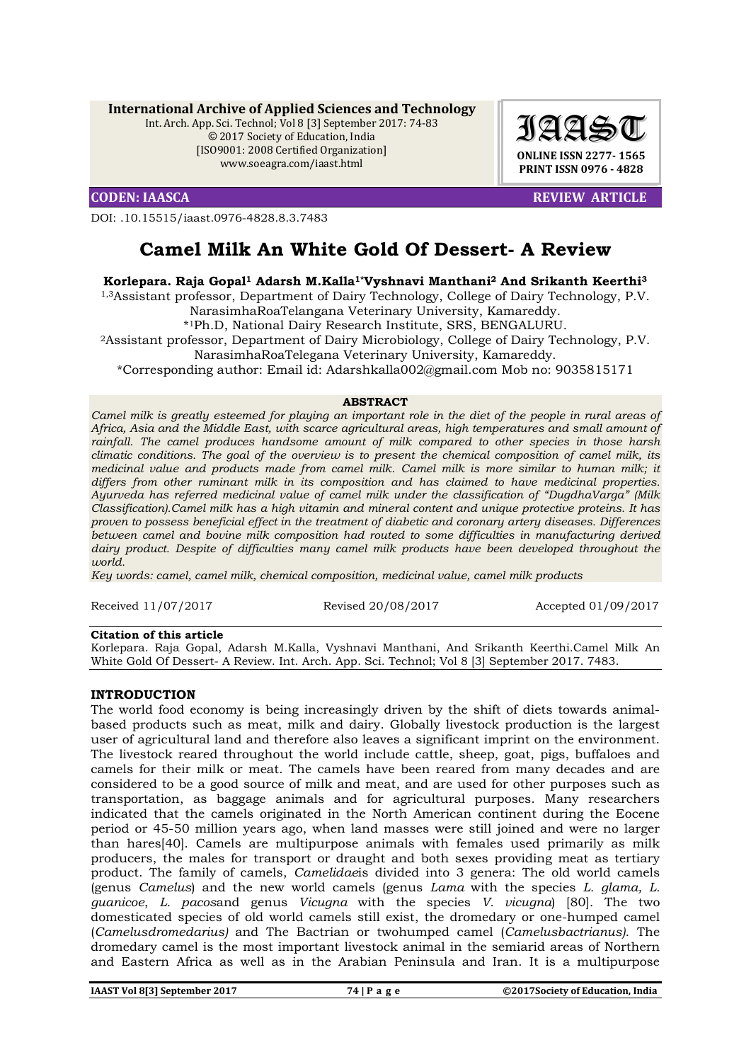International Archive of Applied Sciences and Technology
Int. Arch. App. Sci. Technol; Vol 8 [3] September 2017: 74-83
© 2017 Society of Education, India
[ISO9001: 2008 Certified Organization]
www.soeagra.com/iaast.html

IAAST
ONLINE ISSN 2277- 1565
PRINT ISSN 0976 - 4828

**CODEN: IAASCA** **REVIEW ARTICLE**

DOI: .10.15515/iaast.0976-4828.8.3.7483

# Camel Milk An White Gold Of Dessert- A Review

**Korlepara. Raja Gopal[1] Adarsh M.Kalla[1*] Vyshnavi Manthani[2] And Srikanth Keerthi[3]**

[1,3]Assistant professor, Department of Dairy Technology, College of Dairy Technology, P.V. NarasimhaRoaTelangana Veterinary University, Kamareddy.
[*1]Ph.D, National Dairy Research Institute, SRS, BENGALURU.
[2]Assistant professor, Department of Dairy Microbiology, College of Dairy Technology, P.V. NarasimhaRoaTelegana Veterinary University, Kamareddy.
*Corresponding author: Email id: Adarshkalla002@gmail.com Mob no: 9035815171

**ABSTRACT**

*Camel milk is greatly esteemed for playing an important role in the diet of the people in rural areas of Africa, Asia and the Middle East, with scarce agricultural areas, high temperatures and small amount of rainfall. The camel produces handsome amount of milk compared to other species in those harsh climatic conditions. The goal of the overview is to present the chemical composition of camel milk, its medicinal value and products made from camel milk. Camel milk is more similar to human milk; it differs from other ruminant milk in its composition and has claimed to have medicinal properties. Ayurveda has referred medicinal value of camel milk under the classification of "DugdhaVarga" (Milk Classification).Camel milk has a high vitamin and mineral content and unique protective proteins. It has proven to possess beneficial effect in the treatment of diabetic and coronary artery diseases. Differences between camel and bovine milk composition had routed to some difficulties in manufacturing derived dairy product. Despite of difficulties many camel milk products have been developed throughout the world.*

*Key words: camel, camel milk, chemical composition, medicinal value, camel milk products*

Received 11/07/2017 Revised 20/08/2017 Accepted 01/09/2017

**Citation of this article**
Korlepara. Raja Gopal, Adarsh M.Kalla, Vyshnavi Manthani, And Srikanth Keerthi.Camel Milk An White Gold Of Dessert- A Review. Int. Arch. App. Sci. Technol; Vol 8 [3] September 2017. 7483.

## INTRODUCTION

The world food economy is being increasingly driven by the shift of diets towards animal-based products such as meat, milk and dairy. Globally livestock production is the largest user of agricultural land and therefore also leaves a significant imprint on the environment. The livestock reared throughout the world include cattle, sheep, goat, pigs, buffaloes and camels for their milk or meat. The camels have been reared from many decades and are considered to be a good source of milk and meat, and are used for other purposes such as transportation, as baggage animals and for agricultural purposes. Many researchers indicated that the camels originated in the North American continent during the Eocene period or 45-50 million years ago, when land masses were still joined and were no larger than hares[40]. Camels are multipurpose animals with females used primarily as milk producers, the males for transport or draught and both sexes providing meat as tertiary product. The family of camels, *Camelidae*is divided into 3 genera: The old world camels (genus *Camelus*) and the new world camels (genus *Lama* with the species *L. glama, L. guanicoe*, *L. pacos*and genus *Vicugna* with the species *V. vicugna*) [80]. The two domesticated species of old world camels still exist, the dromedary or one-humped camel (*Camelusdromedarius)* and The Bactrian or twohumped camel (*Camelusbactrianus)*. The dromedary camel is the most important livestock animal in the semiarid areas of Northern and Eastern Africa as well as in the Arabian Peninsula and Iran. It is a multipurpose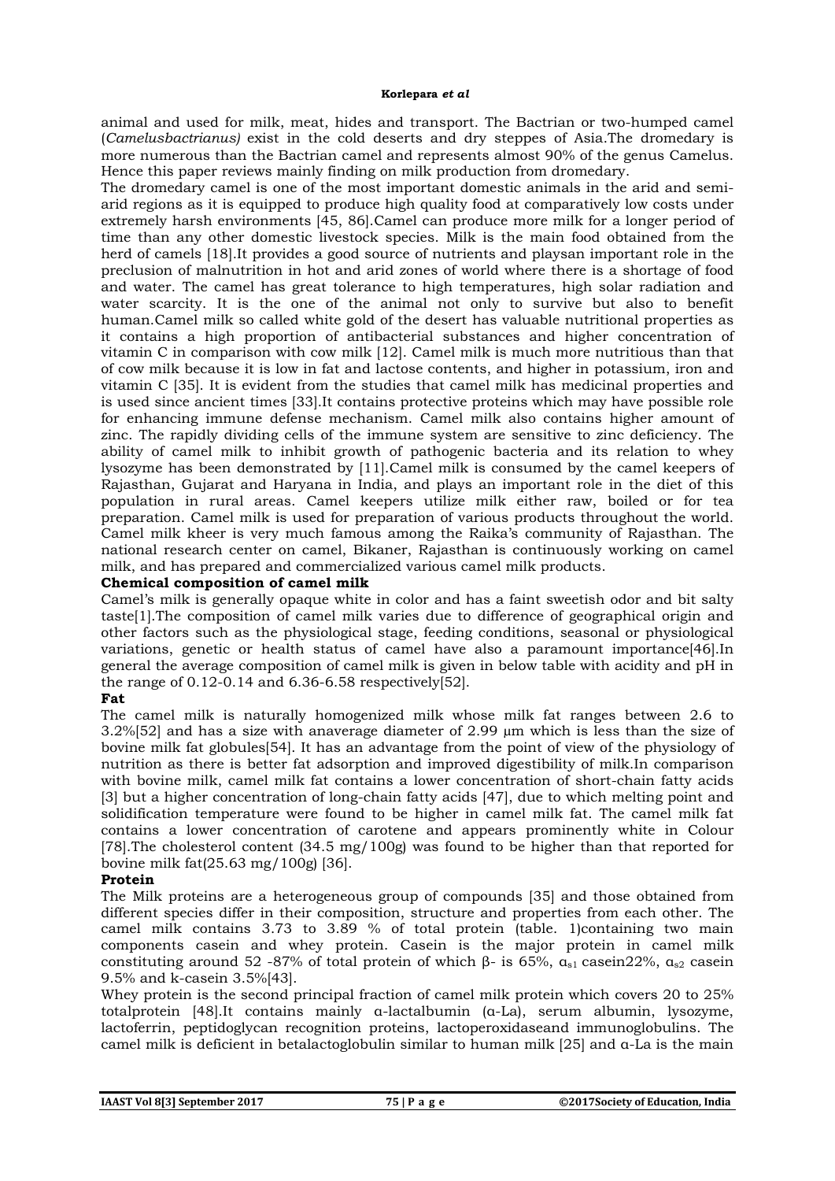animal and used for milk, meat, hides and transport. The Bactrian or two-humped camel (*Camelusbactrianus)* exist in the cold deserts and dry steppes of Asia.The dromedary is more numerous than the Bactrian camel and represents almost 90% of the genus Camelus. Hence this paper reviews mainly finding on milk production from dromedary.

The dromedary camel is one of the most important domestic animals in the arid and semi-arid regions as it is equipped to produce high quality food at comparatively low costs under extremely harsh environments [45, 86].Camel can produce more milk for a longer period of time than any other domestic livestock species. Milk is the main food obtained from the herd of camels [18].It provides a good source of nutrients and playsan important role in the preclusion of malnutrition in hot and arid zones of world where there is a shortage of food and water. The camel has great tolerance to high temperatures, high solar radiation and water scarcity. It is the one of the animal not only to survive but also to benefit human.Camel milk so called white gold of the desert has valuable nutritional properties as it contains a high proportion of antibacterial substances and higher concentration of vitamin C in comparison with cow milk [12]. Camel milk is much more nutritious than that of cow milk because it is low in fat and lactose contents, and higher in potassium, iron and vitamin C [35]. It is evident from the studies that camel milk has medicinal properties and is used since ancient times [33].It contains protective proteins which may have possible role for enhancing immune defense mechanism. Camel milk also contains higher amount of zinc. The rapidly dividing cells of the immune system are sensitive to zinc deficiency. The ability of camel milk to inhibit growth of pathogenic bacteria and its relation to whey lysozyme has been demonstrated by [11].Camel milk is consumed by the camel keepers of Rajasthan, Gujarat and Haryana in India, and plays an important role in the diet of this population in rural areas. Camel keepers utilize milk either raw, boiled or for tea preparation. Camel milk is used for preparation of various products throughout the world. Camel milk kheer is very much famous among the Raika's community of Rajasthan. The national research center on camel, Bikaner, Rajasthan is continuously working on camel milk, and has prepared and commercialized various camel milk products.

**Chemical composition of camel milk**

Camel's milk is generally opaque white in color and has a faint sweetish odor and bit salty taste[1].The composition of camel milk varies due to difference of geographical origin and other factors such as the physiological stage, feeding conditions, seasonal or physiological variations, genetic or health status of camel have also a paramount importance[46].In general the average composition of camel milk is given in below table with acidity and pH in the range of 0.12-0.14 and 6.36-6.58 respectively[52].

**Fat**

The camel milk is naturally homogenized milk whose milk fat ranges between 2.6 to 3.2%[52] and has a size with anaverage diameter of 2.99 μm which is less than the size of bovine milk fat globules[54]. It has an advantage from the point of view of the physiology of nutrition as there is better fat adsorption and improved digestibility of milk.In comparison with bovine milk, camel milk fat contains a lower concentration of short-chain fatty acids [3] but a higher concentration of long-chain fatty acids [47], due to which melting point and solidification temperature were found to be higher in camel milk fat. The camel milk fat contains a lower concentration of carotene and appears prominently white in Colour [78].The cholesterol content (34.5 mg/100g) was found to be higher than that reported for bovine milk fat(25.63 mg/100g) [36].

**Protein**

The Milk proteins are a heterogeneous group of compounds [35] and those obtained from different species differ in their composition, structure and properties from each other. The camel milk contains 3.73 to 3.89 % of total protein (table. 1)containing two main components casein and whey protein. Casein is the major protein in camel milk constituting around 52 -87% of total protein of which β- is 65%, $\alpha_{s1}$ casein22%, $\alpha_{s2}$ casein 9.5% and k-casein 3.5%[43].

Whey protein is the second principal fraction of camel milk protein which covers 20 to 25% totalprotein [48].It contains mainly α-lactalbumin (α-La), serum albumin, lysozyme, lactoferrin, peptidoglycan recognition proteins, lactoperoxidaseand immunoglobulins. The camel milk is deficient in betalactoglobulin similar to human milk [25] and α-La is the main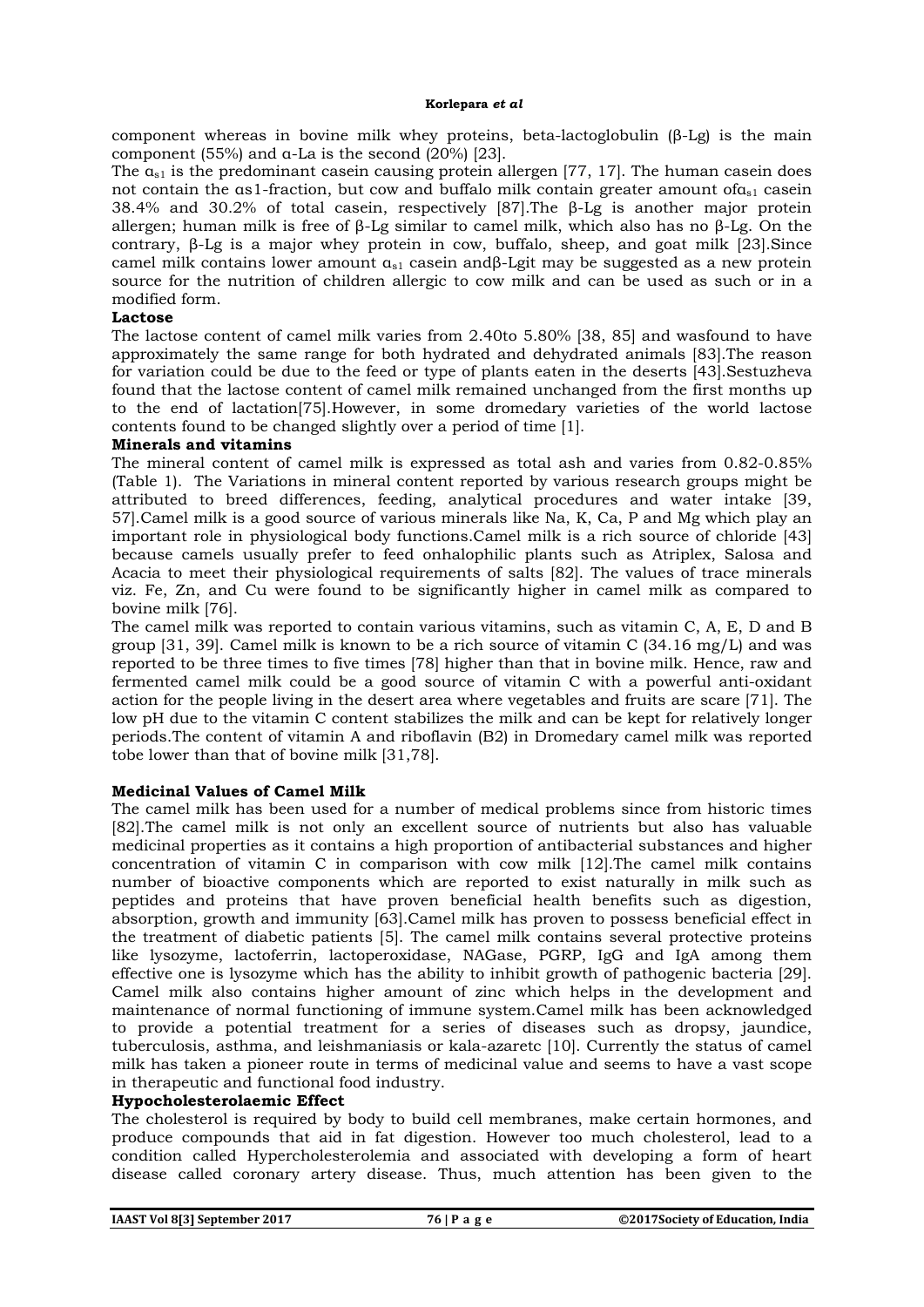component whereas in bovine milk whey proteins, beta-lactoglobulin (β-Lg) is the main component (55%) and α-La is the second (20%) [23].

The $\alpha_{s1}$ is the predominant casein causing protein allergen [77, 17]. The human casein does not contain the αs1-fraction, but cow and buffalo milk contain greater amount of$\alpha_{s1}$ casein 38.4% and 30.2% of total casein, respectively [87].The β-Lg is another major protein allergen; human milk is free of β-Lg similar to camel milk, which also has no β-Lg. On the contrary, β-Lg is a major whey protein in cow, buffalo, sheep, and goat milk [23].Since camel milk contains lower amount $\alpha_{s1}$ casein andβ-Lgit may be suggested as a new protein source for the nutrition of children allergic to cow milk and can be used as such or in a modified form.

**Lactose**

The lactose content of camel milk varies from 2.40to 5.80% [38, 85] and wasfound to have approximately the same range for both hydrated and dehydrated animals [83].The reason for variation could be due to the feed or type of plants eaten in the deserts [43].Sestuzheva found that the lactose content of camel milk remained unchanged from the first months up to the end of lactation[75].However, in some dromedary varieties of the world lactose contents found to be changed slightly over a period of time [1].

**Minerals and vitamins**

The mineral content of camel milk is expressed as total ash and varies from 0.82-0.85% (Table 1). The Variations in mineral content reported by various research groups might be attributed to breed differences, feeding, analytical procedures and water intake [39, 57].Camel milk is a good source of various minerals like Na, K, Ca, P and Mg which play an important role in physiological body functions.Camel milk is a rich source of chloride [43] because camels usually prefer to feed onhalophilic plants such as Atriplex, Salosa and Acacia to meet their physiological requirements of salts [82]. The values of trace minerals viz. Fe, Zn, and Cu were found to be significantly higher in camel milk as compared to bovine milk [76].

The camel milk was reported to contain various vitamins, such as vitamin C, A, E, D and B group [31, 39]. Camel milk is known to be a rich source of vitamin C (34.16 mg/L) and was reported to be three times to five times [78] higher than that in bovine milk. Hence, raw and fermented camel milk could be a good source of vitamin C with a powerful anti-oxidant action for the people living in the desert area where vegetables and fruits are scare [71]. The low pH due to the vitamin C content stabilizes the milk and can be kept for relatively longer periods.The content of vitamin A and riboflavin (B2) in Dromedary camel milk was reported tobe lower than that of bovine milk [31,78].

**Medicinal Values of Camel Milk**

The camel milk has been used for a number of medical problems since from historic times [82].The camel milk is not only an excellent source of nutrients but also has valuable medicinal properties as it contains a high proportion of antibacterial substances and higher concentration of vitamin C in comparison with cow milk [12].The camel milk contains number of bioactive components which are reported to exist naturally in milk such as peptides and proteins that have proven beneficial health benefits such as digestion, absorption, growth and immunity [63].Camel milk has proven to possess beneficial effect in the treatment of diabetic patients [5]. The camel milk contains several protective proteins like lysozyme, lactoferrin, lactoperoxidase, NAGase, PGRP, IgG and IgA among them effective one is lysozyme which has the ability to inhibit growth of pathogenic bacteria [29]. Camel milk also contains higher amount of zinc which helps in the development and maintenance of normal functioning of immune system.Camel milk has been acknowledged to provide a potential treatment for a series of diseases such as dropsy, jaundice, tuberculosis, asthma, and leishmaniasis or kala-azaretc [10]. Currently the status of camel milk has taken a pioneer route in terms of medicinal value and seems to have a vast scope in therapeutic and functional food industry.

**Hypocholesterolaemic Effect**

The cholesterol is required by body to build cell membranes, make certain hormones, and produce compounds that aid in fat digestion. However too much cholesterol, lead to a condition called Hypercholesterolemia and associated with developing a form of heart disease called coronary artery disease. Thus, much attention has been given to the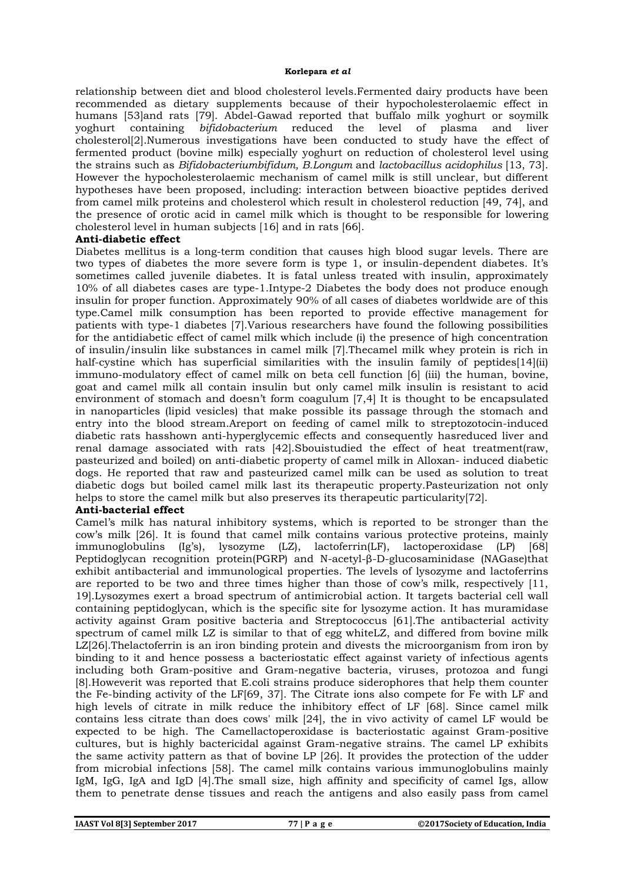relationship between diet and blood cholesterol levels.Fermented dairy products have been recommended as dietary supplements because of their hypocholesterolaemic effect in humans [53]and rats [79]. Abdel-Gawad reported that buffalo milk yoghurt or soymilk yoghurt containing *bifidobacterium* reduced the level of plasma and liver cholesterol[2].Numerous investigations have been conducted to study have the effect of fermented product (bovine milk) especially yoghurt on reduction of cholesterol level using the strains such as *Bifidobacteriumbifidum, B.Longum* and *lactobacillus acidophilus* [13, 73]. However the hypocholesterolaemic mechanism of camel milk is still unclear, but different hypotheses have been proposed, including: interaction between bioactive peptides derived from camel milk proteins and cholesterol which result in cholesterol reduction [49, 74], and the presence of orotic acid in camel milk which is thought to be responsible for lowering cholesterol level in human subjects [16] and in rats [66].

**Anti-diabetic effect**

Diabetes mellitus is a long-term condition that causes high blood sugar levels. There are two types of diabetes the more severe form is type 1, or insulin-dependent diabetes. It's sometimes called juvenile diabetes. It is fatal unless treated with insulin, approximately 10% of all diabetes cases are type-1.Intype-2 Diabetes the body does not produce enough insulin for proper function. Approximately 90% of all cases of diabetes worldwide are of this type.Camel milk consumption has been reported to provide effective management for patients with type-1 diabetes [7].Various researchers have found the following possibilities for the antidiabetic effect of camel milk which include (i) the presence of high concentration of insulin/insulin like substances in camel milk [7].Thecamel milk whey protein is rich in half-cystine which has superficial similarities with the insulin family of peptides[14](ii) immuno-modulatory effect of camel milk on beta cell function [6] (iii) the human, bovine, goat and camel milk all contain insulin but only camel milk insulin is resistant to acid environment of stomach and doesn't form coagulum [7,4] It is thought to be encapsulated in nanoparticles (lipid vesicles) that make possible its passage through the stomach and entry into the blood stream.Areport on feeding of camel milk to streptozotocin-induced diabetic rats hasshown anti-hyperglycemic effects and consequently hasreduced liver and renal damage associated with rats [42].Sbouistudied the effect of heat treatment(raw, pasteurized and boiled) on anti-diabetic property of camel milk in Alloxan- induced diabetic dogs. He reported that raw and pasteurized camel milk can be used as solution to treat diabetic dogs but boiled camel milk last its therapeutic property.Pasteurization not only helps to store the camel milk but also preserves its therapeutic particularity[72].

**Anti-bacterial effect**

Camel's milk has natural inhibitory systems, which is reported to be stronger than the cow's milk [26]. It is found that camel milk contains various protective proteins, mainly immunoglobulins (Ig's), lysozyme (LZ), lactoferrin(LF), lactoperoxidase (LP) [68] Peptidoglycan recognition protein(PGRP) and N-acetyl-β-D-glucosaminidase (NAGase)that exhibit antibacterial and immunological properties. The levels of lysozyme and lactoferrins are reported to be two and three times higher than those of cow's milk, respectively [11, 19].Lysozymes exert a broad spectrum of antimicrobial action. It targets bacterial cell wall containing peptidoglycan, which is the specific site for lysozyme action. It has muramidase activity against Gram positive bacteria and Streptococcus [61].The antibacterial activity spectrum of camel milk LZ is similar to that of egg whiteLZ, and differed from bovine milk LZ[26].Thelactoferrin is an iron binding protein and divests the microorganism from iron by binding to it and hence possess a bacteriostatic effect against variety of infectious agents including both Gram-positive and Gram-negative bacteria, viruses, protozoa and fungi [8].Howeverit was reported that E.coli strains produce siderophores that help them counter the Fe-binding activity of the LF[69, 37]. The Citrate ions also compete for Fe with LF and high levels of citrate in milk reduce the inhibitory effect of LF [68]. Since camel milk contains less citrate than does cows' milk [24], the in vivo activity of camel LF would be expected to be high. The Camellactoperoxidase is bacteriostatic against Gram-positive cultures, but is highly bactericidal against Gram-negative strains. The camel LP exhibits the same activity pattern as that of bovine LP [26]. It provides the protection of the udder from microbial infections [58]. The camel milk contains various immunoglobulins mainly IgM, IgG, IgA and IgD [4].The small size, high affinity and specificity of camel Igs, allow them to penetrate dense tissues and reach the antigens and also easily pass from camel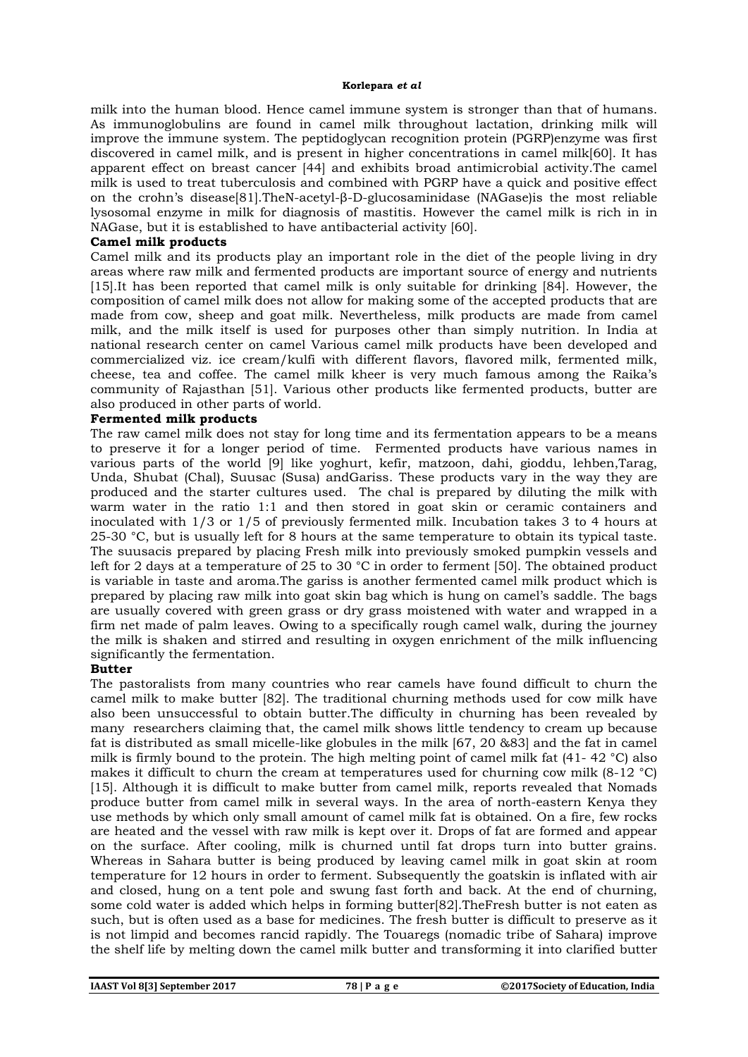milk into the human blood. Hence camel immune system is stronger than that of humans. As immunoglobulins are found in camel milk throughout lactation, drinking milk will improve the immune system. The peptidoglycan recognition protein (PGRP)enzyme was first discovered in camel milk, and is present in higher concentrations in camel milk[60]. It has apparent effect on breast cancer [44] and exhibits broad antimicrobial activity.The camel milk is used to treat tuberculosis and combined with PGRP have a quick and positive effect on the crohn's disease[81].TheN-acetyl-β-D-glucosaminidase (NAGase)is the most reliable lysosomal enzyme in milk for diagnosis of mastitis. However the camel milk is rich in in NAGase, but it is established to have antibacterial activity [60].

**Camel milk products**

Camel milk and its products play an important role in the diet of the people living in dry areas where raw milk and fermented products are important source of energy and nutrients [15].It has been reported that camel milk is only suitable for drinking [84]. However, the composition of camel milk does not allow for making some of the accepted products that are made from cow, sheep and goat milk. Nevertheless, milk products are made from camel milk, and the milk itself is used for purposes other than simply nutrition. In India at national research center on camel Various camel milk products have been developed and commercialized viz. ice cream/kulfi with different flavors, flavored milk, fermented milk, cheese, tea and coffee. The camel milk kheer is very much famous among the Raika's community of Rajasthan [51]. Various other products like fermented products, butter are also produced in other parts of world.

**Fermented milk products**

The raw camel milk does not stay for long time and its fermentation appears to be a means to preserve it for a longer period of time. Fermented products have various names in various parts of the world [9] like yoghurt, kefir, matzoon, dahi, gioddu, lehben,Tarag, Unda, Shubat (Chal), Suusac (Susa) andGariss. These products vary in the way they are produced and the starter cultures used. The chal is prepared by diluting the milk with warm water in the ratio 1:1 and then stored in goat skin or ceramic containers and inoculated with 1/3 or 1/5 of previously fermented milk. Incubation takes 3 to 4 hours at 25-30 °C, but is usually left for 8 hours at the same temperature to obtain its typical taste. The suusacis prepared by placing Fresh milk into previously smoked pumpkin vessels and left for 2 days at a temperature of 25 to 30 °C in order to ferment [50]. The obtained product is variable in taste and aroma.The gariss is another fermented camel milk product which is prepared by placing raw milk into goat skin bag which is hung on camel's saddle. The bags are usually covered with green grass or dry grass moistened with water and wrapped in a firm net made of palm leaves. Owing to a specifically rough camel walk, during the journey the milk is shaken and stirred and resulting in oxygen enrichment of the milk influencing significantly the fermentation.

**Butter**

The pastoralists from many countries who rear camels have found difficult to churn the camel milk to make butter [82]. The traditional churning methods used for cow milk have also been unsuccessful to obtain butter.The difficulty in churning has been revealed by many researchers claiming that, the camel milk shows little tendency to cream up because fat is distributed as small micelle-like globules in the milk [67, 20 &83] and the fat in camel milk is firmly bound to the protein. The high melting point of camel milk fat (41- 42 °C) also makes it difficult to churn the cream at temperatures used for churning cow milk (8-12 °C) [15]. Although it is difficult to make butter from camel milk, reports revealed that Nomads produce butter from camel milk in several ways. In the area of north-eastern Kenya they use methods by which only small amount of camel milk fat is obtained. On a fire, few rocks are heated and the vessel with raw milk is kept over it. Drops of fat are formed and appear on the surface. After cooling, milk is churned until fat drops turn into butter grains. Whereas in Sahara butter is being produced by leaving camel milk in goat skin at room temperature for 12 hours in order to ferment. Subsequently the goatskin is inflated with air and closed, hung on a tent pole and swung fast forth and back. At the end of churning, some cold water is added which helps in forming butter[82].TheFresh butter is not eaten as such, but is often used as a base for medicines. The fresh butter is difficult to preserve as it is not limpid and becomes rancid rapidly. The Touaregs (nomadic tribe of Sahara) improve the shelf life by melting down the camel milk butter and transforming it into clarified butter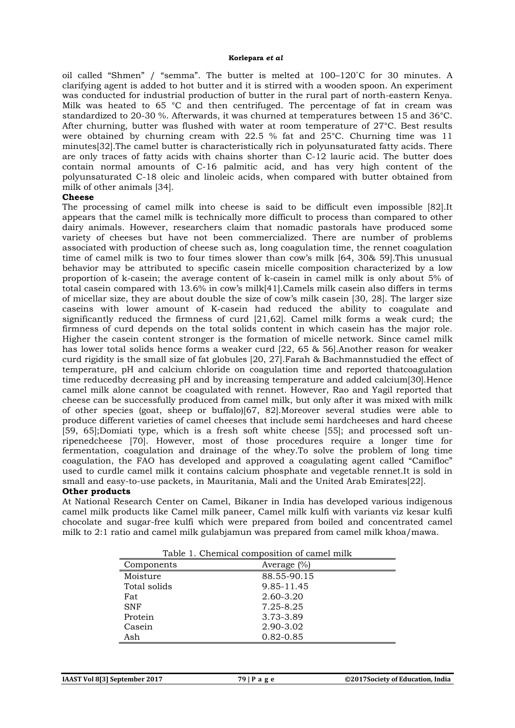oil called "Shmen" / "semma". The butter is melted at 100–120˚C for 30 minutes. A clarifying agent is added to hot butter and it is stirred with a wooden spoon. An experiment was conducted for industrial production of butter in the rural part of north-eastern Kenya. Milk was heated to 65 °C and then centrifuged. The percentage of fat in cream was standardized to 20-30 %. Afterwards, it was churned at temperatures between 15 and 36°C. After churning, butter was flushed with water at room temperature of 27°C. Best results were obtained by churning cream with 22.5 % fat and 25°C. Churning time was 11 minutes[32].The camel butter is characteristically rich in polyunsaturated fatty acids. There are only traces of fatty acids with chains shorter than C-12 lauric acid. The butter does contain normal amounts of C-16 palmitic acid, and has very high content of the polyunsaturated C-18 oleic and linoleic acids, when compared with butter obtained from milk of other animals [34].

**Cheese**

The processing of camel milk into cheese is said to be difficult even impossible [82].It appears that the camel milk is technically more difficult to process than compared to other dairy animals. However, researchers claim that nomadic pastorals have produced some variety of cheeses but have not been commercialized. There are number of problems associated with production of cheese such as, long coagulation time, the rennet coagulation time of camel milk is two to four times slower than cow's milk [64, 30& 59].This unusual behavior may be attributed to specific casein micelle composition characterized by a low proportion of k-casein; the average content of k-casein in camel milk is only about 5% of total casein compared with 13.6% in cow's milk[41].Camels milk casein also differs in terms of micellar size, they are about double the size of cow's milk casein [30, 28]. The larger size caseins with lower amount of K-casein had reduced the ability to coagulate and significantly reduced the firmness of curd [21,62]. Camel milk forms a weak curd; the firmness of curd depends on the total solids content in which casein has the major role. Higher the casein content stronger is the formation of micelle network. Since camel milk has lower total solids hence forms a weaker curd [22, 65 & 56].Another reason for weaker curd rigidity is the small size of fat globules [20, 27].Farah & Bachmannstudied the effect of temperature, pH and calcium chloride on coagulation time and reported thatcoagulation time reducedby decreasing pH and by increasing temperature and added calcium[30].Hence camel milk alone cannot be coagulated with rennet. However, Rao and Yagil reported that cheese can be successfully produced from camel milk, but only after it was mixed with milk of other species (goat, sheep or buffalo)[67, 82].Moreover several studies were able to produce different varieties of camel cheeses that include semi hardcheeses and hard cheese [59, 65];Domiati type, which is a fresh soft white cheese [55]; and processed soft un-ripenedcheese [70]. However, most of those procedures require a longer time for fermentation, coagulation and drainage of the whey.To solve the problem of long time coagulation, the FAO has developed and approved a coagulating agent called "Camifloc" used to curdle camel milk it contains calcium phosphate and vegetable rennet.It is sold in small and easy-to-use packets, in Mauritania, Mali and the United Arab Emirates[22].

**Other products**

At National Research Center on Camel, Bikaner in India has developed various indigenous camel milk products like Camel milk paneer, Camel milk kulfi with variants viz kesar kulfi chocolate and sugar-free kulfi which were prepared from boiled and concentrated camel milk to 2:1 ratio and camel milk gulabjamun was prepared from camel milk khoa/mawa.

Table 1. Chemical composition of camel milk

| Components | Average (%) |
|---|---|
| Moisture | 88.55-90.15 |
| Total solids | 9.85-11.45 |
| Fat | 2.60-3.20 |
| SNF | 7.25-8.25 |
| Protein | 3.73-3.89 |
| Casein | 2.90-3.02 |
| Ash | 0.82-0.85 |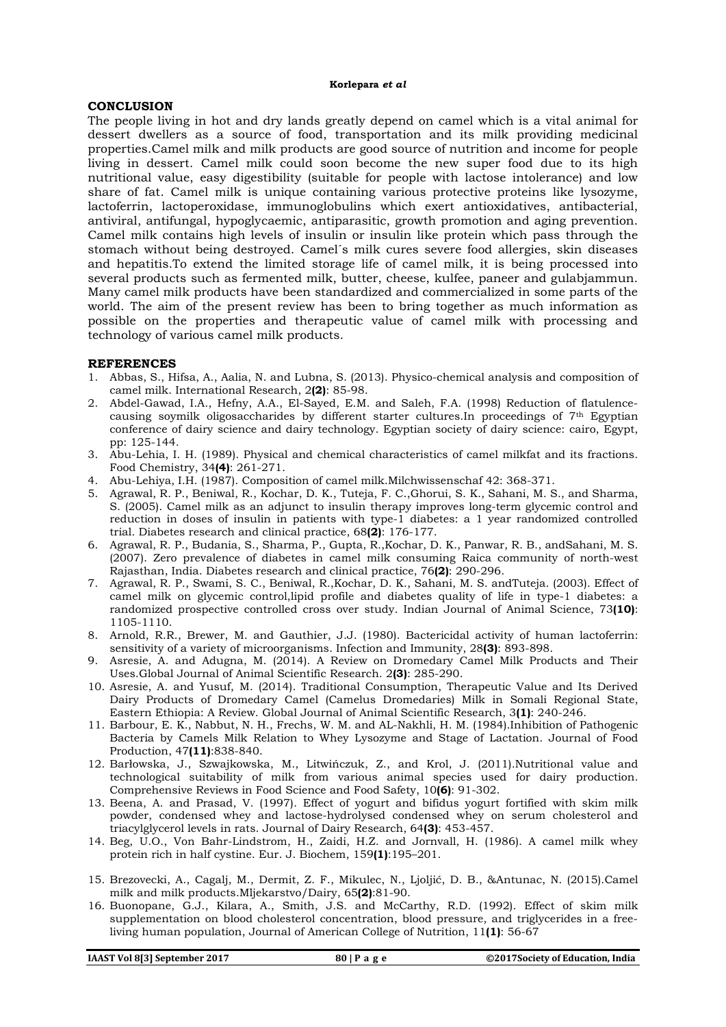## CONCLUSION

The people living in hot and dry lands greatly depend on camel which is a vital animal for dessert dwellers as a source of food, transportation and its milk providing medicinal properties.Camel milk and milk products are good source of nutrition and income for people living in dessert. Camel milk could soon become the new super food due to its high nutritional value, easy digestibility (suitable for people with lactose intolerance) and low share of fat. Camel milk is unique containing various protective proteins like lysozyme, lactoferrin, lactoperoxidase, immunoglobulins which exert antioxidatives, antibacterial, antiviral, antifungal, hypoglycaemic, antiparasitic, growth promotion and aging prevention. Camel milk contains high levels of insulin or insulin like protein which pass through the stomach without being destroyed. Camel´s milk cures severe food allergies, skin diseases and hepatitis.To extend the limited storage life of camel milk, it is being processed into several products such as fermented milk, butter, cheese, kulfee, paneer and gulabjammun. Many camel milk products have been standardized and commercialized in some parts of the world. The aim of the present review has been to bring together as much information as possible on the properties and therapeutic value of camel milk with processing and technology of various camel milk products.

## REFERENCES

1. Abbas, S., Hifsa, A., Aalia, N. and Lubna, S. (2013). Physico-chemical analysis and composition of camel milk. International Research, 2**(2)**: 85-98.
2. Abdel-Gawad, I.A., Hefny, A.A., El-Sayed, E.M. and Saleh, F.A. (1998) Reduction of flatulence-causing soymilk oligosaccharides by different starter cultures.In proceedings of 7th Egyptian conference of dairy science and dairy technology. Egyptian society of dairy science: cairo, Egypt, pp: 125-144.
3. Abu-Lehia, I. H. (1989). Physical and chemical characteristics of camel milkfat and its fractions. Food Chemistry, 34**(4)**: 261-271.
4. Abu-Lehiya, I.H. (1987). Composition of camel milk.Milchwissenschaf 42: 368-371.
5. Agrawal, R. P., Beniwal, R., Kochar, D. K., Tuteja, F. C.,Ghorui, S. K., Sahani, M. S., and Sharma, S. (2005). Camel milk as an adjunct to insulin therapy improves long-term glycemic control and reduction in doses of insulin in patients with type-1 diabetes: a 1 year randomized controlled trial. Diabetes research and clinical practice, 68**(2)**: 176-177.
6. Agrawal, R. P., Budania, S., Sharma, P., Gupta, R.,Kochar, D. K., Panwar, R. B., andSahani, M. S. (2007). Zero prevalence of diabetes in camel milk consuming Raica community of north-west Rajasthan, India. Diabetes research and clinical practice, 76**(2)**: 290-296.
7. Agrawal, R. P., Swami, S. C., Beniwal, R.,Kochar, D. K., Sahani, M. S. andTuteja. (2003). Effect of camel milk on glycemic control,lipid profile and diabetes quality of life in type-1 diabetes: a randomized prospective controlled cross over study. Indian Journal of Animal Science, 73**(10)**: 1105-1110.
8. Arnold, R.R., Brewer, M. and Gauthier, J.J. (1980). Bactericidal activity of human lactoferrin: sensitivity of a variety of microorganisms. Infection and Immunity, 28**(3)**: 893-898.
9. Asresie, A. and Adugna, M. (2014). A Review on Dromedary Camel Milk Products and Their Uses.Global Journal of Animal Scientific Research. 2**(3)**: 285-290.
10. Asresie, A. and Yusuf, M. (2014). Traditional Consumption, Therapeutic Value and Its Derived Dairy Products of Dromedary Camel (Camelus Dromedaries) Milk in Somali Regional State, Eastern Ethiopia: A Review. Global Journal of Animal Scientific Research, 3**(1)**: 240-246.
11. Barbour, E. K., Nabbut, N. H., Frechs, W. M. and AL-Nakhli, H. M. (1984).Inhibition of Pathogenic Bacteria by Camels Milk Relation to Whey Lysozyme and Stage of Lactation. Journal of Food Production, 47**(11)**:838-840.
12. Barłowska, J., Szwajkowska, M., Litwińczuk, Z., and Krol, J. (2011).Nutritional value and technological suitability of milk from various animal species used for dairy production. Comprehensive Reviews in Food Science and Food Safety, 10**(6)**: 91-302.
13. Beena, A. and Prasad, V. (1997). Effect of yogurt and bifidus yogurt fortified with skim milk powder, condensed whey and lactose-hydrolysed condensed whey on serum cholesterol and triacylglycerol levels in rats. Journal of Dairy Research, 64**(3)**: 453-457.
14. Beg, U.O., Von Bahr-Lindstrom, H., Zaidi, H.Z. and Jornvall, H. (1986). A camel milk whey protein rich in half cystine. Eur. J. Biochem, 159**(1)**:195–201.
15. Brezovecki, A., Cagalj, M., Dermit, Z. F., Mikulec, N., Ljoljić, D. B., &Antunac, N. (2015).Camel milk and milk products.Mljekarstvo/Dairy, 65**(2)**:81-90.
16. Buonopane, G.J., Kilara, A., Smith, J.S. and McCarthy, R.D. (1992). Effect of skim milk supplementation on blood cholesterol concentration, blood pressure, and triglycerides in a free-living human population, Journal of American College of Nutrition, 11**(1)**: 56-67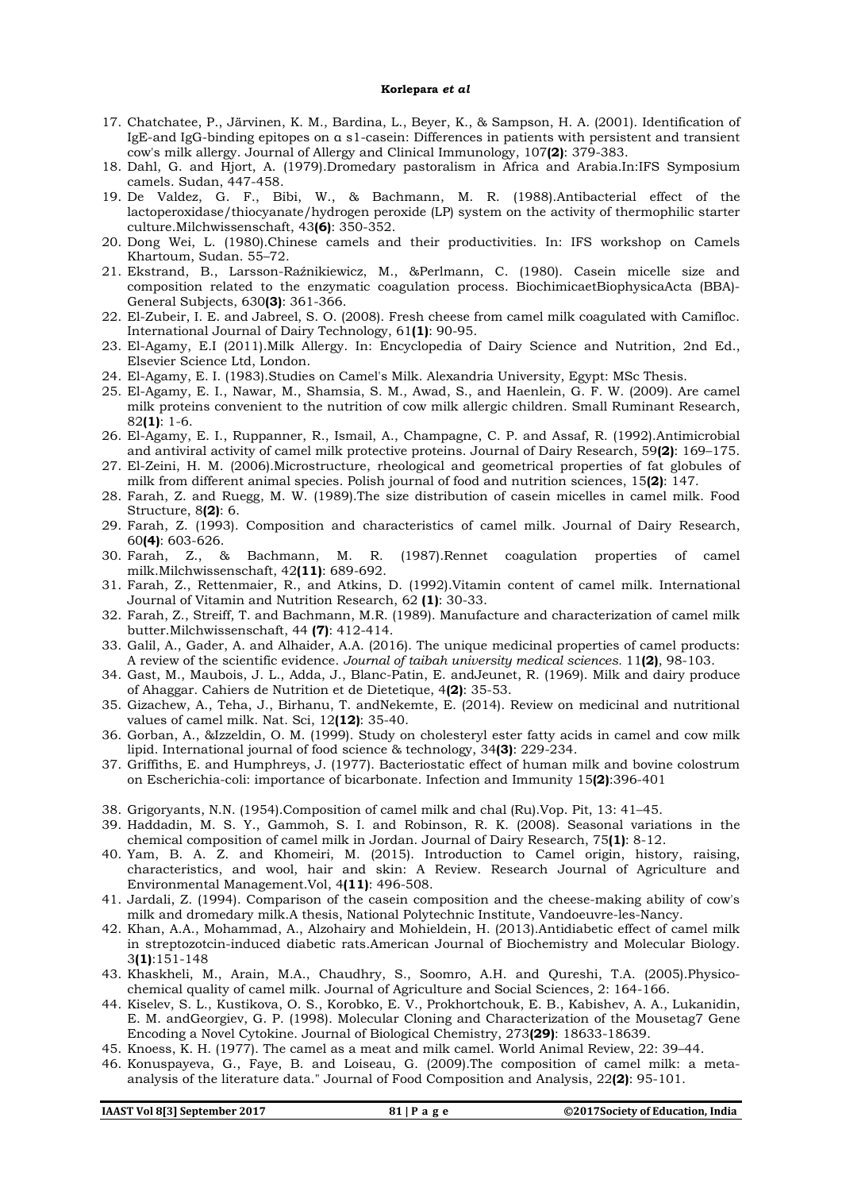17. Chatchatee, P., Järvinen, K. M., Bardina, L., Beyer, K., & Sampson, H. A. (2001). Identification of IgE-and IgG-binding epitopes on α s1-casein: Differences in patients with persistent and transient cow's milk allergy. Journal of Allergy and Clinical Immunology, 107**(2)**: 379-383.
18. Dahl, G. and Hjort, A. (1979).Dromedary pastoralism in Africa and Arabia.In:IFS Symposium camels. Sudan, 447-458.
19. De Valdez, G. F., Bibi, W., & Bachmann, M. R. (1988).Antibacterial effect of the lactoperoxidase/thiocyanate/hydrogen peroxide (LP) system on the activity of thermophilic starter culture.Milchwissenschaft, 43**(6)**: 350-352.
20. Dong Wei, L. (1980).Chinese camels and their productivities. In: IFS workshop on Camels Khartoum, Sudan. 55–72.
21. Ekstrand, B., Larsson-Raźnikiewicz, M., &Perlmann, C. (1980). Casein micelle size and composition related to the enzymatic coagulation process. BiochimicaetBiophysicaActa (BBA)-General Subjects, 630**(3)**: 361-366.
22. El-Zubeir, I. E. and Jabreel, S. O. (2008). Fresh cheese from camel milk coagulated with Camifloc. International Journal of Dairy Technology, 61**(1)**: 90-95.
23. El-Agamy, E.I (2011).Milk Allergy. In: Encyclopedia of Dairy Science and Nutrition, 2nd Ed., Elsevier Science Ltd, London.
24. El-Agamy, E. I. (1983).Studies on Camel's Milk. Alexandria University, Egypt: MSc Thesis.
25. El-Agamy, E. I., Nawar, M., Shamsia, S. M., Awad, S., and Haenlein, G. F. W. (2009). Are camel milk proteins convenient to the nutrition of cow milk allergic children. Small Ruminant Research, 82**(1)**: 1-6.
26. El-Agamy, E. I., Ruppanner, R., Ismail, A., Champagne, C. P. and Assaf, R. (1992).Antimicrobial and antiviral activity of camel milk protective proteins. Journal of Dairy Research, 59**(2)**: 169–175.
27. El-Zeini, H. M. (2006).Microstructure, rheological and geometrical properties of fat globules of milk from different animal species. Polish journal of food and nutrition sciences, 15**(2)**: 147.
28. Farah, Z. and Ruegg, M. W. (1989).The size distribution of casein micelles in camel milk. Food Structure, 8**(2)**: 6.
29. Farah, Z. (1993). Composition and characteristics of camel milk. Journal of Dairy Research, 60**(4)**: 603-626.
30. Farah, Z., & Bachmann, M. R. (1987).Rennet coagulation properties of camel milk.Milchwissenschaft, 42**(11)**: 689-692.
31. Farah, Z., Rettenmaier, R., and Atkins, D. (1992).Vitamin content of camel milk. International Journal of Vitamin and Nutrition Research, 62 **(1)**: 30-33.
32. Farah, Z., Streiff, T. and Bachmann, M.R. (1989). Manufacture and characterization of camel milk butter.Milchwissenschaft, 44 **(7)**: 412-414.
33. Galil, A., Gader, A. and Alhaider, A.A. (2016). The unique medicinal properties of camel products: A review of the scientific evidence. *Journal of taibah university medical sciences.* 11**(2)**, 98-103.
34. Gast, M., Maubois, J. L., Adda, J., Blanc-Patin, E. andJeunet, R. (1969). Milk and dairy produce of Ahaggar. Cahiers de Nutrition et de Dietetique, 4**(2)**: 35-53.
35. Gizachew, A., Teha, J., Birhanu, T. andNekemte, E. (2014). Review on medicinal and nutritional values of camel milk. Nat. Sci, 12**(12)**: 35-40.
36. Gorban, A., &Izzeldin, O. M. (1999). Study on cholesteryl ester fatty acids in camel and cow milk lipid. International journal of food science & technology, 34**(3)**: 229-234.
37. Griffiths, E. and Humphreys, J. (1977). Bacteriostatic effect of human milk and bovine colostrum on Escherichia-coli: importance of bicarbonate. Infection and Immunity 15**(2)**:396-401
38. Grigoryants, N.N. (1954).Composition of camel milk and chal (Ru).Vop. Pit, 13: 41–45.
39. Haddadin, M. S. Y., Gammoh, S. I. and Robinson, R. K. (2008). Seasonal variations in the chemical composition of camel milk in Jordan. Journal of Dairy Research, 75**(1)**: 8-12.
40. Yam, B. A. Z. and Khomeiri, M. (2015). Introduction to Camel origin, history, raising, characteristics, and wool, hair and skin: A Review. Research Journal of Agriculture and Environmental Management.Vol, 4**(11)**: 496-508.
41. Jardali, Z. (1994). Comparison of the casein composition and the cheese-making ability of cow's milk and dromedary milk.A thesis, National Polytechnic Institute, Vandoeuvre-les-Nancy.
42. Khan, A.A., Mohammad, A., Alzohairy and Mohieldein, H. (2013).Antidiabetic effect of camel milk in streptozotcin-induced diabetic rats.American Journal of Biochemistry and Molecular Biology. 3**(1)**:151-148
43. Khaskheli, M., Arain, M.A., Chaudhry, S., Soomro, A.H. and Qureshi, T.A. (2005).Physico-chemical quality of camel milk. Journal of Agriculture and Social Sciences, 2: 164-166.
44. Kiselev, S. L., Kustikova, O. S., Korobko, E. V., Prokhortchouk, E. B., Kabishev, A. A., Lukanidin, E. M. andGeorgiev, G. P. (1998). Molecular Cloning and Characterization of the Mousetag7 Gene Encoding a Novel Cytokine. Journal of Biological Chemistry, 273**(29)**: 18633-18639.
45. Knoess, K. H. (1977). The camel as a meat and milk camel. World Animal Review, 22: 39–44.
46. Konuspayeva, G., Faye, B. and Loiseau, G. (2009).The composition of camel milk: a meta-analysis of the literature data." Journal of Food Composition and Analysis, 22**(2)**: 95-101.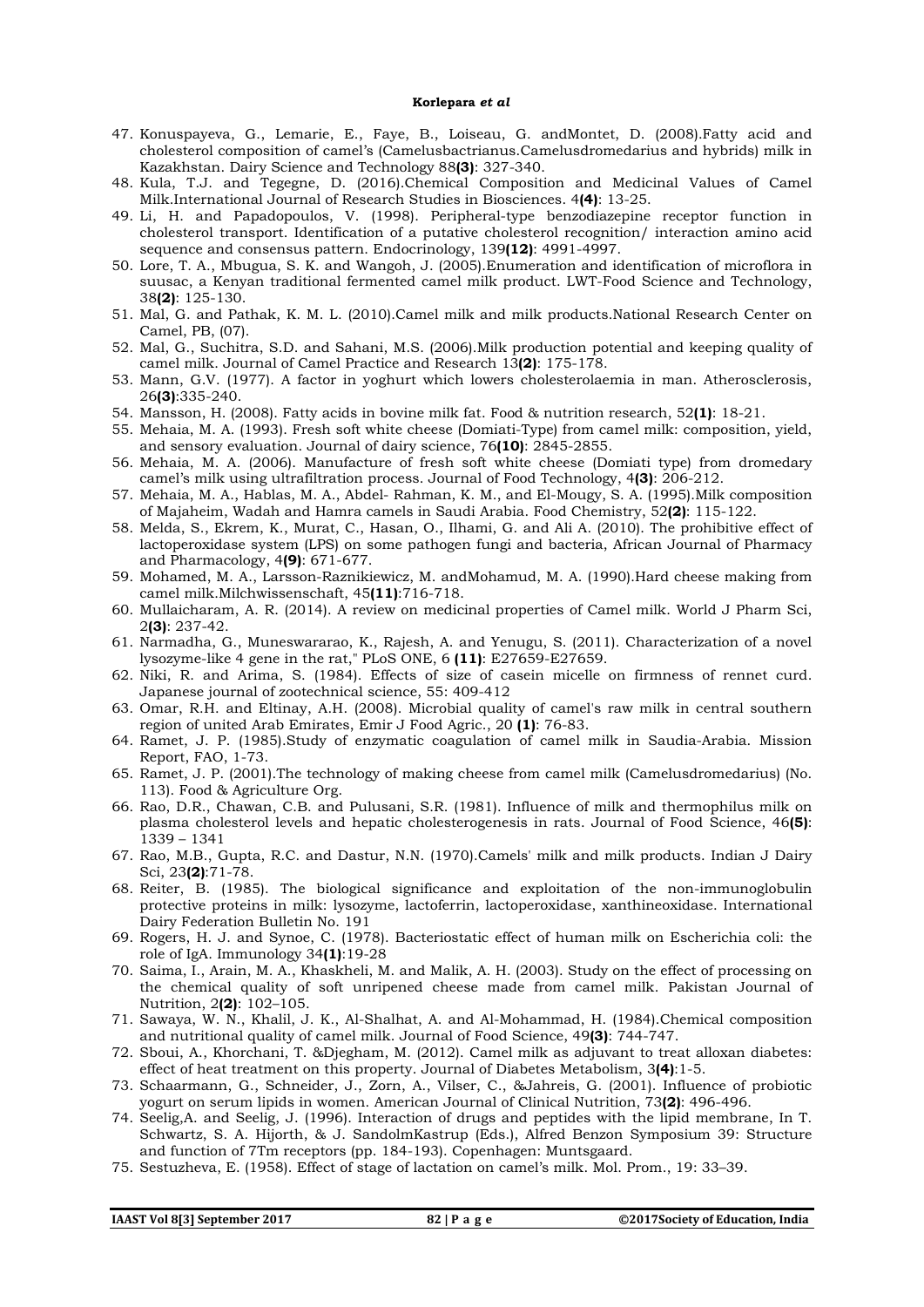47. Konuspayeva, G., Lemarie, E., Faye, B., Loiseau, G. andMontet, D. (2008).Fatty acid and cholesterol composition of camel's (Camelusbactrianus.Camelusdromedarius and hybrids) milk in Kazakhstan. Dairy Science and Technology 88**(3)**: 327-340.
48. Kula, T.J. and Tegegne, D. (2016).Chemical Composition and Medicinal Values of Camel Milk.International Journal of Research Studies in Biosciences. 4**(4)**: 13-25.
49. Li, H. and Papadopoulos, V. (1998). Peripheral-type benzodiazepine receptor function in cholesterol transport. Identification of a putative cholesterol recognition/ interaction amino acid sequence and consensus pattern. Endocrinology, 139**(12)**: 4991-4997.
50. Lore, T. A., Mbugua, S. K. and Wangoh, J. (2005).Enumeration and identification of microflora in suusac, a Kenyan traditional fermented camel milk product. LWT-Food Science and Technology, 38**(2)**: 125-130.
51. Mal, G. and Pathak, K. M. L. (2010).Camel milk and milk products.National Research Center on Camel, PB, (07).
52. Mal, G., Suchitra, S.D. and Sahani, M.S. (2006).Milk production potential and keeping quality of camel milk. Journal of Camel Practice and Research 13**(2)**: 175-178.
53. Mann, G.V. (1977). A factor in yoghurt which lowers cholesterolaemia in man. Atherosclerosis, 26**(3)**:335-240.
54. Mansson, H. (2008). Fatty acids in bovine milk fat. Food & nutrition research, 52**(1)**: 18-21.
55. Mehaia, M. A. (1993). Fresh soft white cheese (Domiati-Type) from camel milk: composition, yield, and sensory evaluation. Journal of dairy science, 76**(10)**: 2845-2855.
56. Mehaia, M. A. (2006). Manufacture of fresh soft white cheese (Domiati type) from dromedary camel's milk using ultrafiltration process. Journal of Food Technology, 4**(3)**: 206-212.
57. Mehaia, M. A., Hablas, M. A., Abdel- Rahman, K. M., and El-Mougy, S. A. (1995).Milk composition of Majaheim, Wadah and Hamra camels in Saudi Arabia. Food Chemistry, 52**(2)**: 115-122.
58. Melda, S., Ekrem, K., Murat, C., Hasan, O., Ilhami, G. and Ali A. (2010). The prohibitive effect of lactoperoxidase system (LPS) on some pathogen fungi and bacteria, African Journal of Pharmacy and Pharmacology, 4**(9)**: 671-677.
59. Mohamed, M. A., Larsson-Raznikiewicz, M. andMohamud, M. A. (1990).Hard cheese making from camel milk.Milchwissenschaft, 45**(11)**:716-718.
60. Mullaicharam, A. R. (2014). A review on medicinal properties of Camel milk. World J Pharm Sci, 2**(3)**: 237-42.
61. Narmadha, G., Muneswararao, K., Rajesh, A. and Yenugu, S. (2011). Characterization of a novel lysozyme-like 4 gene in the rat," PLoS ONE, 6 **(11)**: E27659-E27659.
62. Niki, R. and Arima, S. (1984). Effects of size of casein micelle on firmness of rennet curd. Japanese journal of zootechnical science, 55: 409-412
63. Omar, R.H. and Eltinay, A.H. (2008). Microbial quality of camel's raw milk in central southern region of united Arab Emirates, Emir J Food Agric., 20 **(1)**: 76-83.
64. Ramet, J. P. (1985).Study of enzymatic coagulation of camel milk in Saudia-Arabia. Mission Report, FAO, 1-73.
65. Ramet, J. P. (2001).The technology of making cheese from camel milk (Camelusdromedarius) (No. 113). Food & Agriculture Org.
66. Rao, D.R., Chawan, C.B. and Pulusani, S.R. (1981). Influence of milk and thermophilus milk on plasma cholesterol levels and hepatic cholesterogenesis in rats. Journal of Food Science, 46**(5)**: 1339 – 1341
67. Rao, M.B., Gupta, R.C. and Dastur, N.N. (1970).Camels' milk and milk products. Indian J Dairy Sci, 23**(2)**:71-78.
68. Reiter, B. (1985). The biological significance and exploitation of the non-immunoglobulin protective proteins in milk: lysozyme, lactoferrin, lactoperoxidase, xanthineoxidase. International Dairy Federation Bulletin No. 191
69. Rogers, H. J. and Synoe, C. (1978). Bacteriostatic effect of human milk on Escherichia coli: the role of IgA. Immunology 34**(1)**:19-28
70. Saima, I., Arain, M. A., Khaskheli, M. and Malik, A. H. (2003). Study on the effect of processing on the chemical quality of soft unripened cheese made from camel milk. Pakistan Journal of Nutrition, 2**(2)**: 102–105.
71. Sawaya, W. N., Khalil, J. K., Al-Shalhat, A. and Al-Mohammad, H. (1984).Chemical composition and nutritional quality of camel milk. Journal of Food Science, 49**(3)**: 744-747.
72. Sboui, A., Khorchani, T. &Djegham, M. (2012). Camel milk as adjuvant to treat alloxan diabetes: effect of heat treatment on this property. Journal of Diabetes Metabolism, 3**(4)**:1-5.
73. Schaarmann, G., Schneider, J., Zorn, A., Vilser, C., &Jahreis, G. (2001). Influence of probiotic yogurt on serum lipids in women. American Journal of Clinical Nutrition, 73**(2)**: 496-496.
74. Seelig,A. and Seelig, J. (1996). Interaction of drugs and peptides with the lipid membrane, In T. Schwartz, S. A. Hijorth, & J. SandolmKastrup (Eds.), Alfred Benzon Symposium 39: Structure and function of 7Tm receptors (pp. 184-193). Copenhagen: Muntsgaard.
75. Sestuzheva, E. (1958). Effect of stage of lactation on camel's milk. Mol. Prom., 19: 33–39.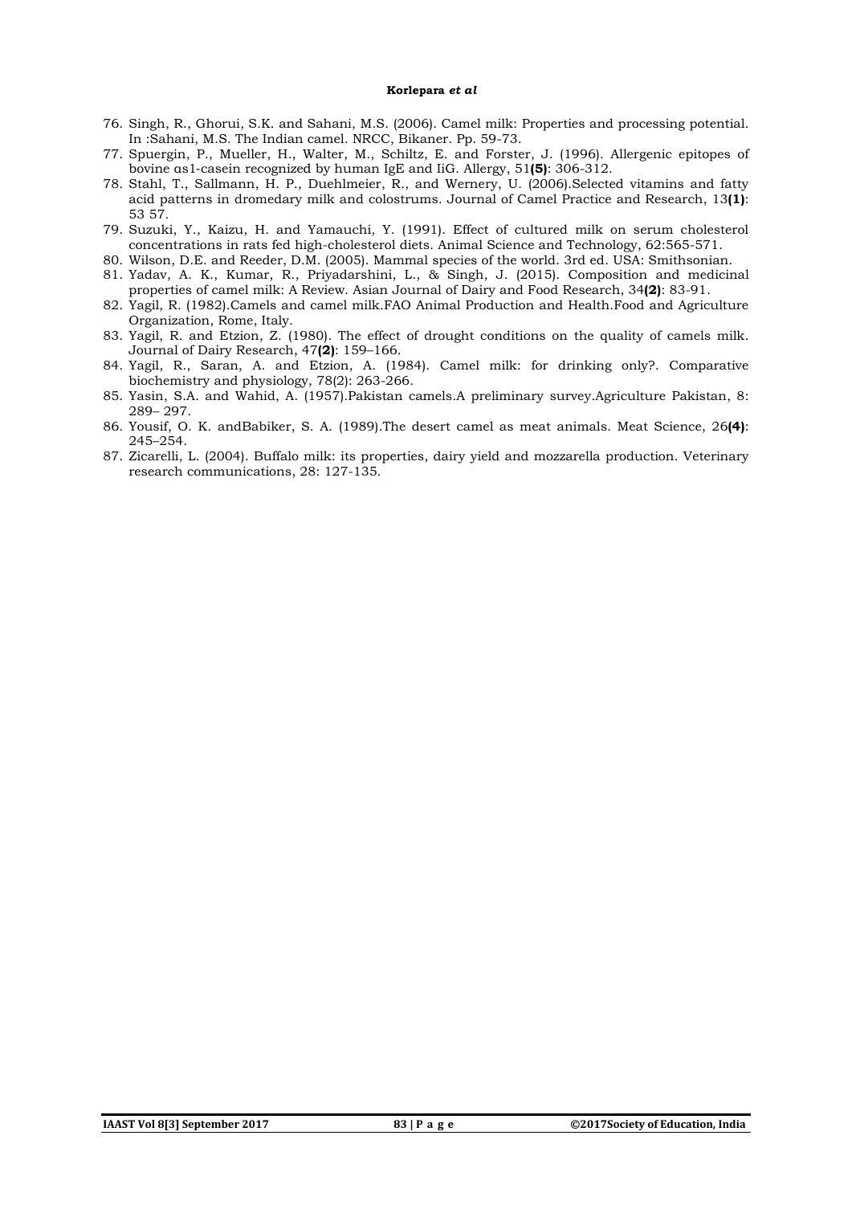76. Singh, R., Ghorui, S.K. and Sahani, M.S. (2006). Camel milk: Properties and processing potential. In :Sahani, M.S. The Indian camel. NRCC, Bikaner. Pp. 59-73.
77. Spuergin, P., Mueller, H., Walter, M., Schiltz, E. and Forster, J. (1996). Allergenic epitopes of bovine αs1-casein recognized by human IgE and IiG. Allergy, 51**(5)**: 306-312.
78. Stahl, T., Sallmann, H. P., Duehlmeier, R., and Wernery, U. (2006).Selected vitamins and fatty acid patterns in dromedary milk and colostrums. Journal of Camel Practice and Research, 13**(1)**: 53 57.
79. Suzuki, Y., Kaizu, H. and Yamauchi, Y. (1991). Effect of cultured milk on serum cholesterol concentrations in rats fed high-cholesterol diets. Animal Science and Technology, 62:565-571.
80. Wilson, D.E. and Reeder, D.M. (2005). Mammal species of the world. 3rd ed. USA: Smithsonian.
81. Yadav, A. K., Kumar, R., Priyadarshini, L., & Singh, J. (2015). Composition and medicinal properties of camel milk: A Review. Asian Journal of Dairy and Food Research, 34**(2)**: 83-91.
82. Yagil, R. (1982).Camels and camel milk.FAO Animal Production and Health.Food and Agriculture Organization, Rome, Italy.
83. Yagil, R. and Etzion, Z. (1980). The effect of drought conditions on the quality of camels milk. Journal of Dairy Research, 47**(2)**: 159–166.
84. Yagil, R., Saran, A. and Etzion, A. (1984). Camel milk: for drinking only?. Comparative biochemistry and physiology, 78(2): 263-266.
85. Yasin, S.A. and Wahid, A. (1957).Pakistan camels.A preliminary survey.Agriculture Pakistan, 8: 289– 297.
86. Yousif, O. K. andBabiker, S. A. (1989).The desert camel as meat animals. Meat Science, 26**(4)**: 245–254.
87. Zicarelli, L. (2004). Buffalo milk: its properties, dairy yield and mozzarella production. Veterinary research communications, 28: 127-135.